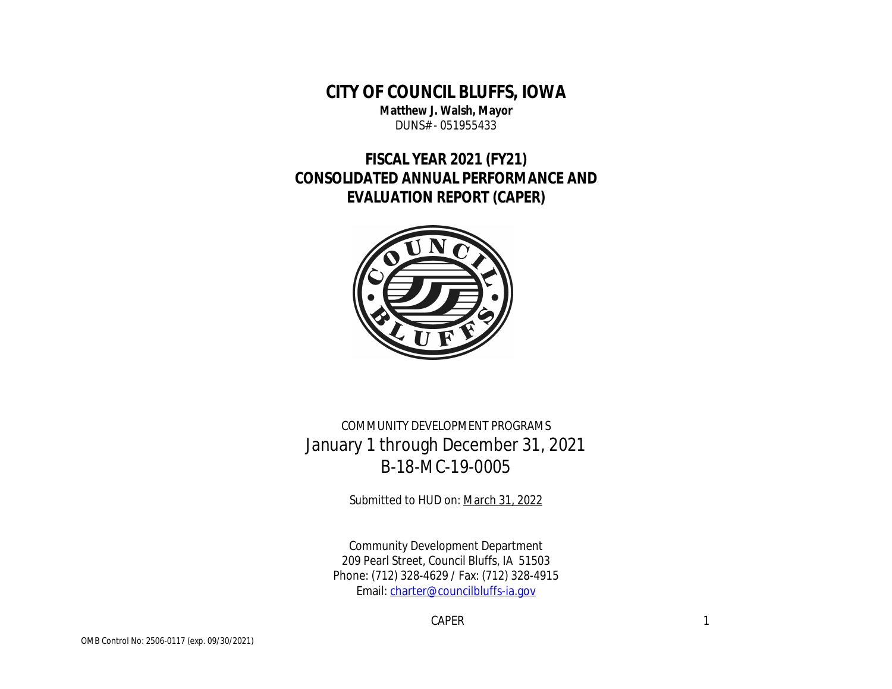# CITY OF COUNCIL BLUFFS, IOWA

**Matthew J. Walsh, Mayor**

DUNS# - 051955433

## FISCAL YEAR 2021 (FY21)
## CONSOLIDATED ANNUAL PERFORMANCE AND EVALUATION REPORT (CAPER)

COMMUNITY DEVELOPMENT PROGRAMS

January 1 through December 31, 2021

B-18-MC-19-0005

Submitted to HUD on: March 31, 2022

Community Development Department
209 Pearl Street, Council Bluffs, IA 51503
Phone: (712) 328-4629 / Fax: (712) 328-4915
Email: charter@councilbluffs-ia.gov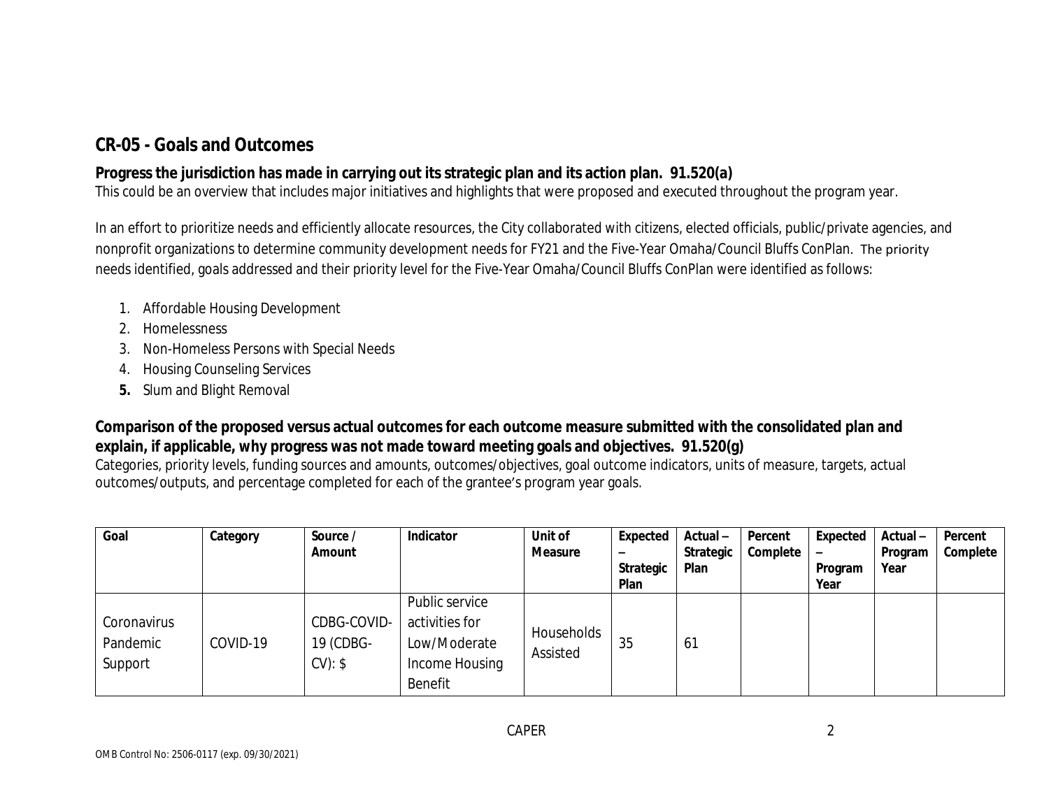## CR-05 - Goals and Outcomes

**Progress the jurisdiction has made in carrying out its strategic plan and its action plan. 91.520(a)**

This could be an overview that includes major initiatives and highlights that were proposed and executed throughout the program year.

In an effort to prioritize needs and efficiently allocate resources, the City collaborated with citizens, elected officials, public/private agencies, and nonprofit organizations to determine community development needs for FY21 and the Five-Year Omaha/Council Bluffs ConPlan. The priority needs identified, goals addressed and their priority level for the Five-Year Omaha/Council Bluffs ConPlan were identified as follows:

1. Affordable Housing Development
2. Homelessness
3. Non-Homeless Persons with Special Needs
4. Housing Counseling Services
5. Slum and Blight Removal

**Comparison of the proposed versus actual outcomes for each outcome measure submitted with the consolidated plan and explain, if applicable, why progress was not made toward meeting goals and objectives. 91.520(g)**

Categories, priority levels, funding sources and amounts, outcomes/objectives, goal outcome indicators, units of measure, targets, actual outcomes/outputs, and percentage completed for each of the grantee's program year goals.

| Goal | Category | Source / Amount | Indicator | Unit of Measure | Expected – Strategic Plan | Actual – Strategic Plan | Percent Complete | Expected – Program Year | Actual – Program Year | Percent Complete |
|---|---|---|---|---|---|---|---|---|---|---|
| Coronavirus Pandemic Support | COVID-19 | CDBG-COVID-19 (CDBG-CV): $ | Public service activities for Low/Moderate Income Housing Benefit | Households Assisted | 35 | 61 | | | | |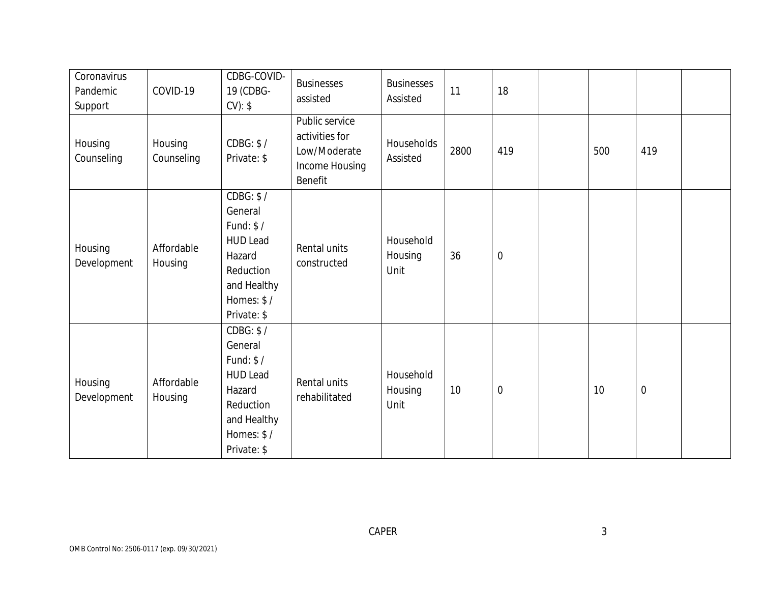| | | | | | | | | | | |
|---|---|---|---|---|---|---|---|---|---|---|
| Coronavirus Pandemic Support | COVID-19 | CDBG-COVID-19 (CDBG-CV): $ | Businesses assisted | Businesses Assisted | 11 | 18 | | | | |
| Housing Counseling | Housing Counseling | CDBG: $ / Private: $ | Public service activities for Low/Moderate Income Housing Benefit | Households Assisted | 2800 | 419 | | 500 | 419 | |
| Housing Development | Affordable Housing | CDBG: $ / General Fund: $ / HUD Lead Hazard Reduction and Healthy Homes: $ / Private: $ | Rental units constructed | Household Housing Unit | 36 | 0 | | | | |
| Housing Development | Affordable Housing | CDBG: $ / General Fund: $ / HUD Lead Hazard Reduction and Healthy Homes: $ / Private: $ | Rental units rehabilitated | Household Housing Unit | 10 | 0 | | 10 | 0 | |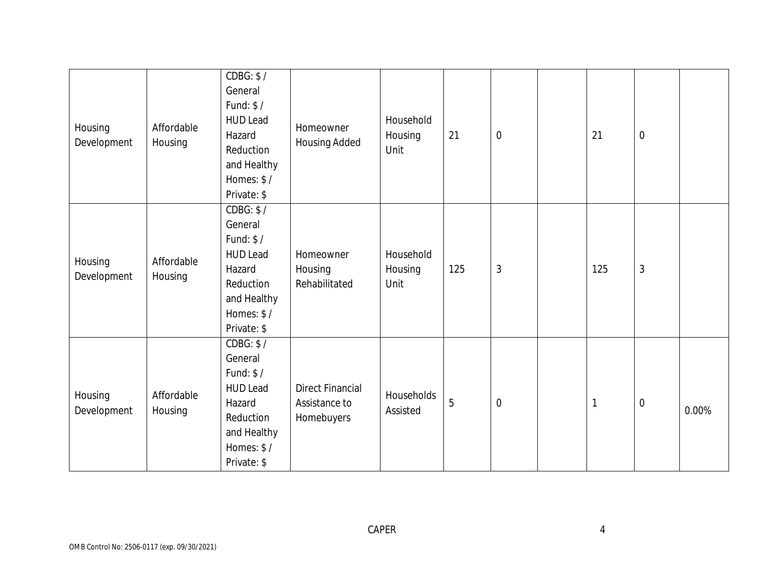| Housing Development | Affordable Housing | CDBG: $ / General Fund: $ / HUD Lead Hazard Reduction and Healthy Homes: $ / Private: $ | Homeowner Housing Added | Household Housing Unit | 21 | 0 | | 21 | 0 | |
|---|---|---|---|---|---|---|---|---|---|---|
| Housing Development | Affordable Housing | CDBG: $ / General Fund: $ / HUD Lead Hazard Reduction and Healthy Homes: $ / Private: $ | Homeowner Housing Rehabilitated | Household Housing Unit | 125 | 3 | | 125 | 3 | |
| Housing Development | Affordable Housing | CDBG: $ / General Fund: $ / HUD Lead Hazard Reduction and Healthy Homes: $ / Private: $ | Direct Financial Assistance to Homebuyers | Households Assisted | 5 | 0 | | 1 | 0 | 0.00% |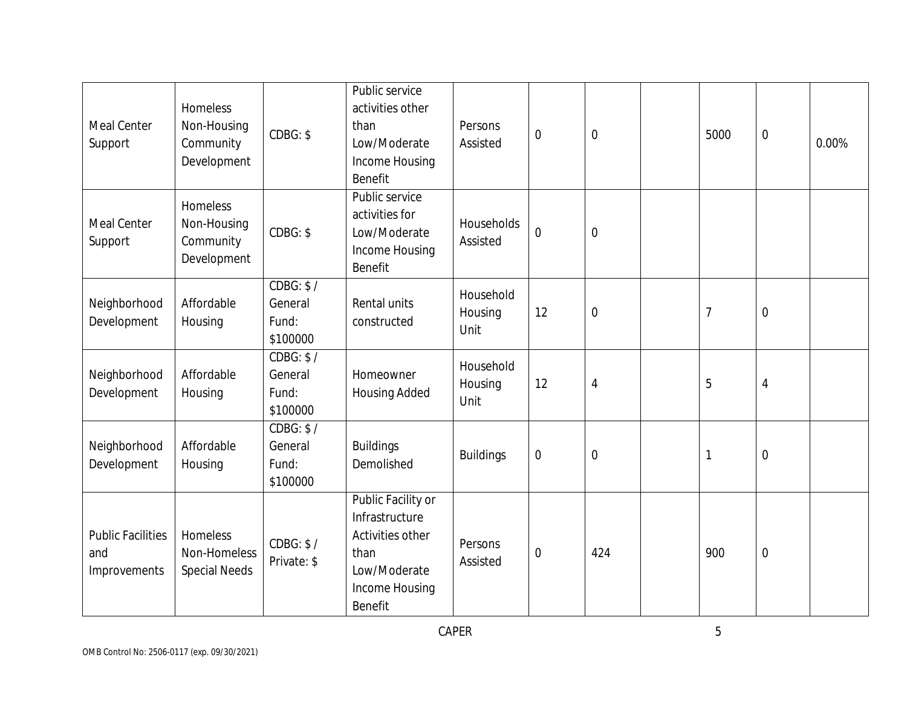| | | | | | | | | | | |
|---|---|---|---|---|---|---|---|---|---|---|
| Meal Center Support | Homeless Non-Housing Community Development | CDBG: $ | Public service activities other than Low/Moderate Income Housing Benefit | Persons Assisted | 0 | 0 | | 5000 | 0 | 0.00% |
| Meal Center Support | Homeless Non-Housing Community Development | CDBG: $ | Public service activities for Low/Moderate Income Housing Benefit | Households Assisted | 0 | 0 | | | | |
| Neighborhood Development | Affordable Housing | CDBG: $ / General Fund: $100000 | Rental units constructed | Household Housing Unit | 12 | 0 | | 7 | 0 | |
| Neighborhood Development | Affordable Housing | CDBG: $ / General Fund: $100000 | Homeowner Housing Added | Household Housing Unit | 12 | 4 | | 5 | 4 | |
| Neighborhood Development | Affordable Housing | CDBG: $ / General Fund: $100000 | Buildings Demolished | Buildings | 0 | 0 | | 1 | 0 | |
| Public Facilities and Improvements | Homeless Non-Homeless Special Needs | CDBG: $ / Private: $ | Public Facility or Infrastructure Activities other than Low/Moderate Income Housing Benefit | Persons Assisted | 0 | 424 | | 900 | 0 | |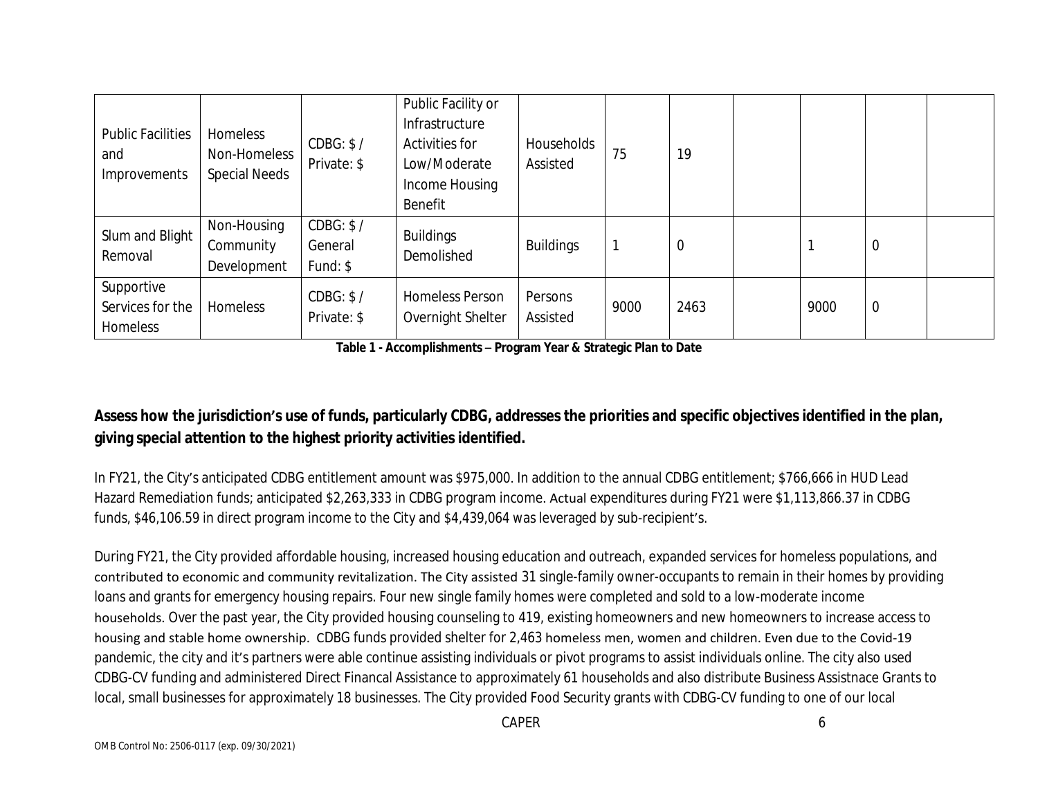| Public Facilities and Improvements | Homeless Non-Homeless Special Needs | CDBG: $ / Private: $ | Public Facility or Infrastructure Activities for Low/Moderate Income Housing Benefit | Households Assisted | 75 | 19 | | | | |
|---|---|---|---|---|---|---|---|---|---|---|
| Slum and Blight Removal | Non-Housing Community Development | CDBG: $ / General Fund: $ | Buildings Demolished | Buildings | 1 | 0 | | 1 | 0 | |
| Supportive Services for the Homeless | Homeless | CDBG: $ / Private: $ | Homeless Person Overnight Shelter | Persons Assisted | 9000 | 2463 | | 9000 | 0 | |

**Table 1 - Accomplishments – Program Year & Strategic Plan to Date**

**Assess how the jurisdiction's use of funds, particularly CDBG, addresses the priorities and specific objectives identified in the plan, giving special attention to the highest priority activities identified.**

In FY21, the City's anticipated CDBG entitlement amount was $975,000. In addition to the annual CDBG entitlement; $766,666 in HUD Lead Hazard Remediation funds; anticipated $2,263,333 in CDBG program income. Actual expenditures during FY21 were $1,113,866.37 in CDBG funds, $46,106.59 in direct program income to the City and $4,439,064 was leveraged by sub-recipient's.

During FY21, the City provided affordable housing, increased housing education and outreach, expanded services for homeless populations, and contributed to economic and community revitalization. The City assisted 31 single-family owner-occupants to remain in their homes by providing loans and grants for emergency housing repairs. Four new single family homes were completed and sold to a low-moderate income households. Over the past year, the City provided housing counseling to 419, existing homeowners and new homeowners to increase access to housing and stable home ownership. CDBG funds provided shelter for 2,463 homeless men, women and children. Even due to the Covid-19 pandemic, the city and it's partners were able continue assisting individuals or pivot programs to assist individuals online. The city also used CDBG-CV funding and administered Direct Financal Assistance to approximately 61 households and also distribute Business Assistnace Grants to local, small businesses for approximately 18 businesses. The City provided Food Security grants with CDBG-CV funding to one of our local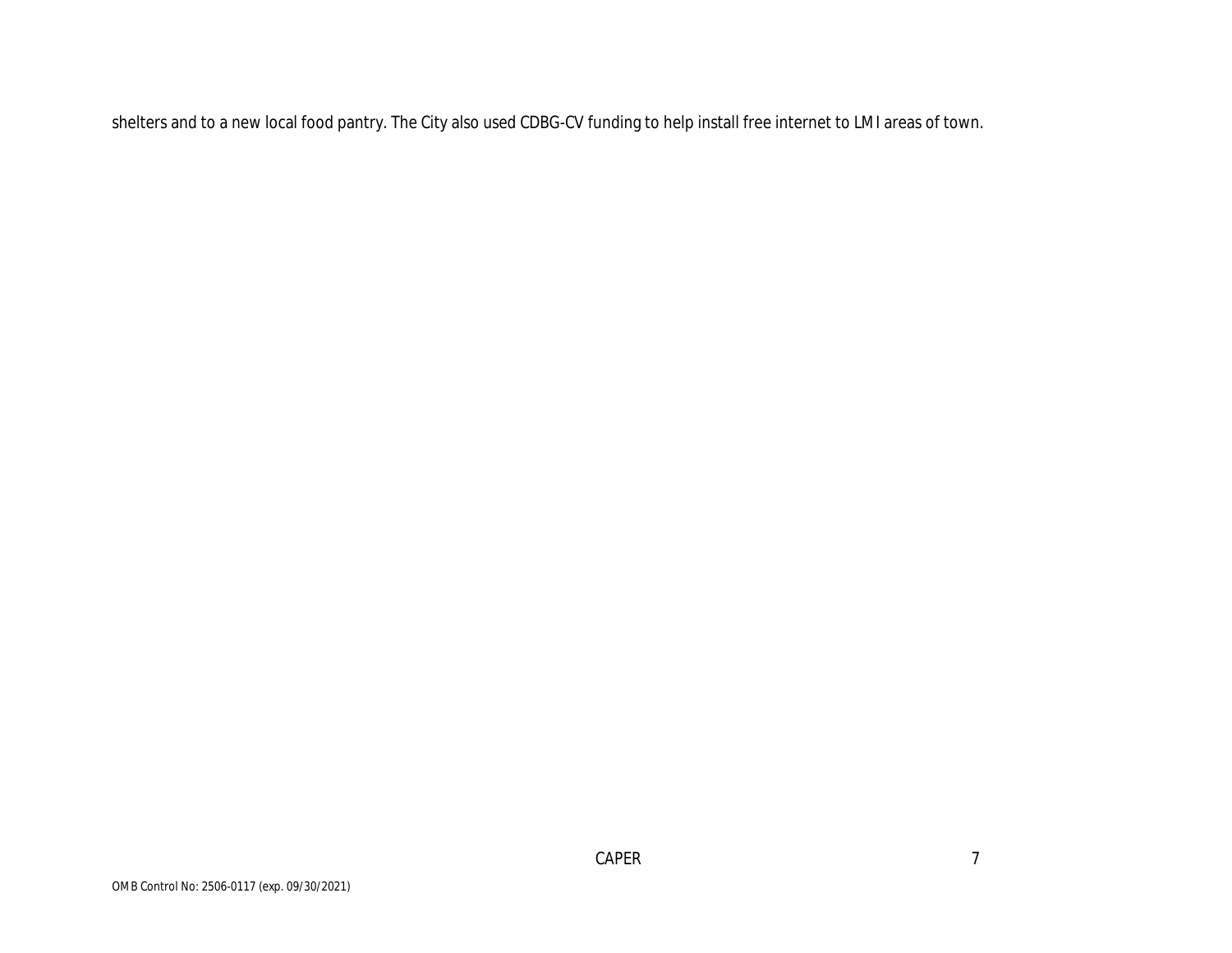shelters and to a new local food pantry. The City also used CDBG-CV funding to help install free internet to LMI areas of town.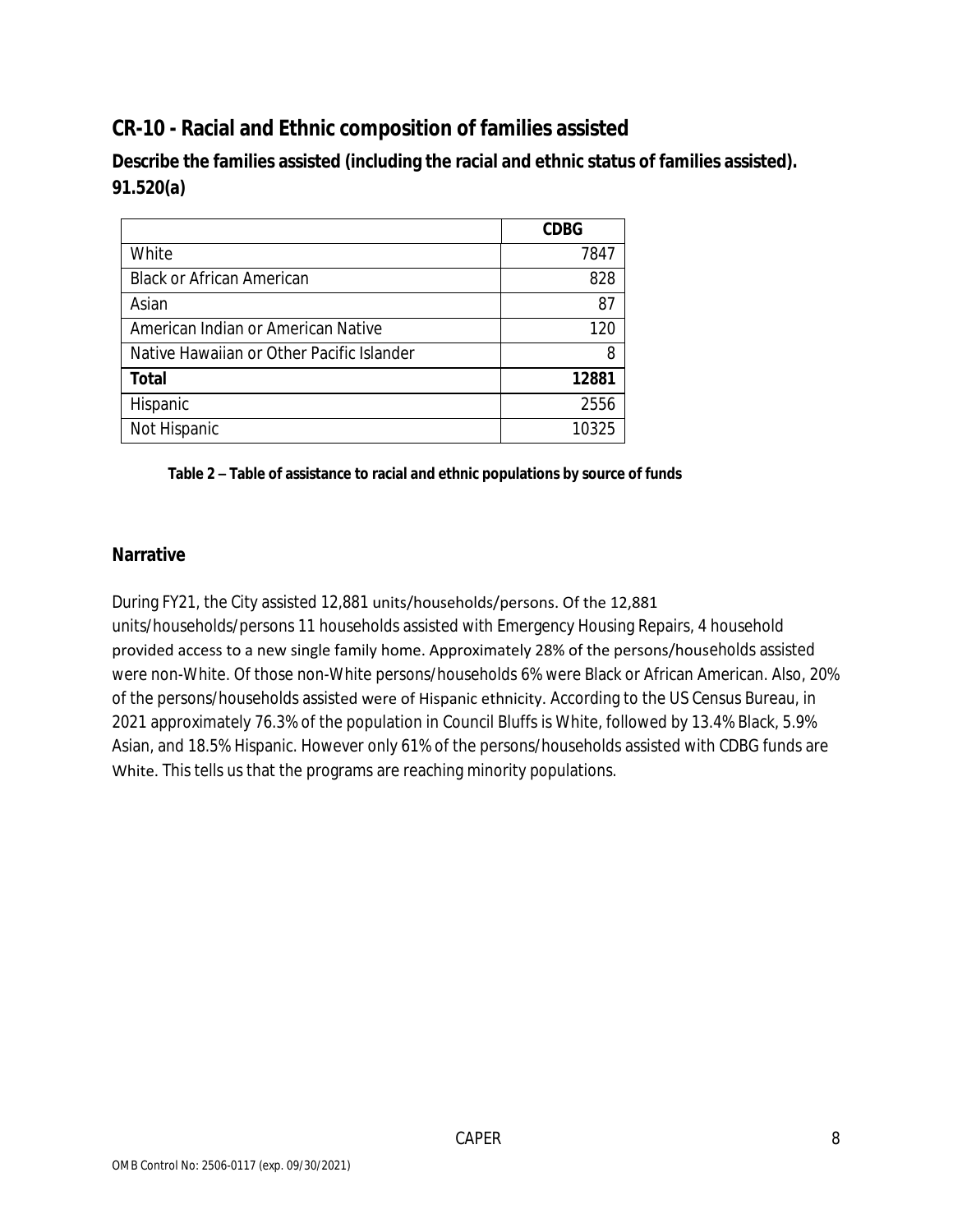## CR-10 - Racial and Ethnic composition of families assisted

**Describe the families assisted (including the racial and ethnic status of families assisted). 91.520(a)**

| | CDBG |
|---|---|
| White | 7847 |
| Black or African American | 828 |
| Asian | 87 |
| American Indian or American Native | 120 |
| Native Hawaiian or Other Pacific Islander | 8 |
| **Total** | **12881** |
| Hispanic | 2556 |
| Not Hispanic | 10325 |

**Table 2 – Table of assistance to racial and ethnic populations by source of funds**

### Narrative

During FY21, the City assisted 12,881 units/households/persons. Of the 12,881 units/households/persons 11 households assisted with Emergency Housing Repairs, 4 household provided access to a new single family home. Approximately 28% of the persons/households assisted were non-White. Of those non-White persons/households 6% were Black or African American. Also, 20% of the persons/households assisted were of Hispanic ethnicity. According to the US Census Bureau, in 2021 approximately 76.3% of the population in Council Bluffs is White, followed by 13.4% Black, 5.9% Asian, and 18.5% Hispanic. However only 61% of the persons/households assisted with CDBG funds are White. This tells us that the programs are reaching minority populations.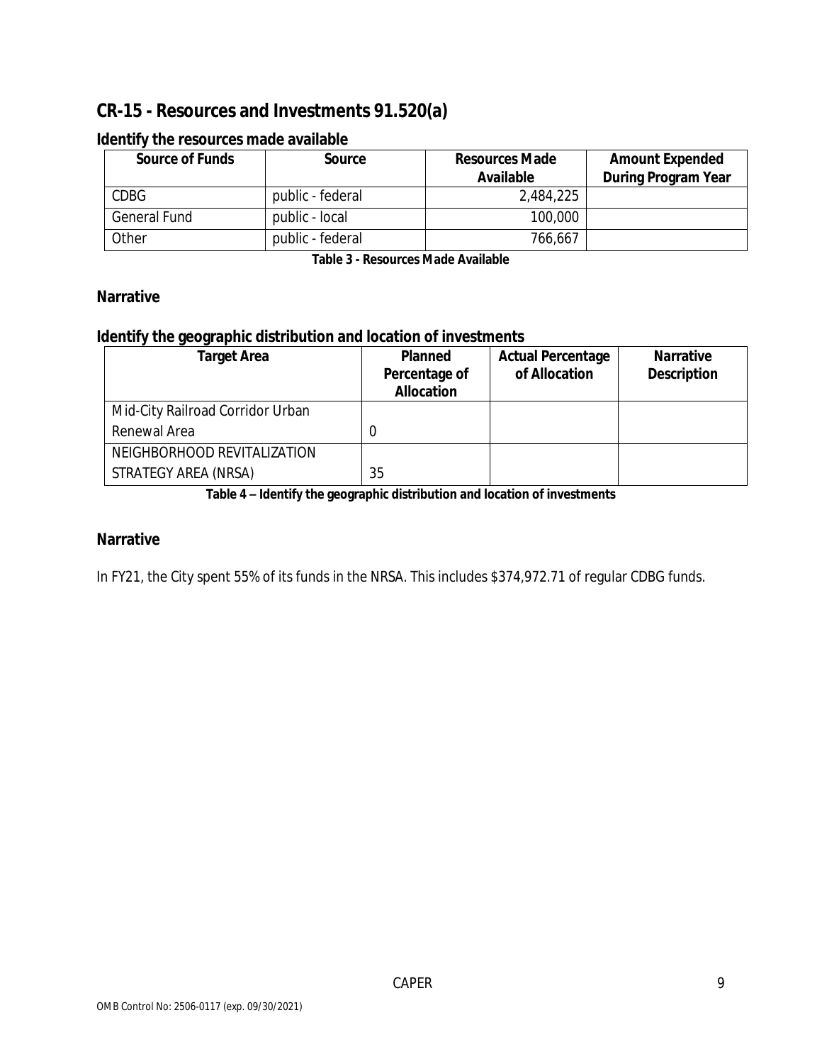# CR-15 - Resources and Investments 91.520(a)

## Identify the resources made available

| Source of Funds | Source | Resources Made Available | Amount Expended During Program Year |
|---|---|---|---|
| CDBG | public - federal | 2,484,225 | |
| General Fund | public - local | 100,000 | |
| Other | public - federal | 766,667 | |

**Table 3 - Resources Made Available**

## Narrative

## Identify the geographic distribution and location of investments

| Target Area | Planned Percentage of Allocation | Actual Percentage of Allocation | Narrative Description |
|---|---|---|---|
| Mid-City Railroad Corridor Urban Renewal Area | 0 | | |
| NEIGHBORHOOD REVITALIZATION STRATEGY AREA (NRSA) | 35 | | |

**Table 4 – Identify the geographic distribution and location of investments**

## Narrative

In FY21, the City spent 55% of its funds in the NRSA. This includes $374,972.71 of regular CDBG funds.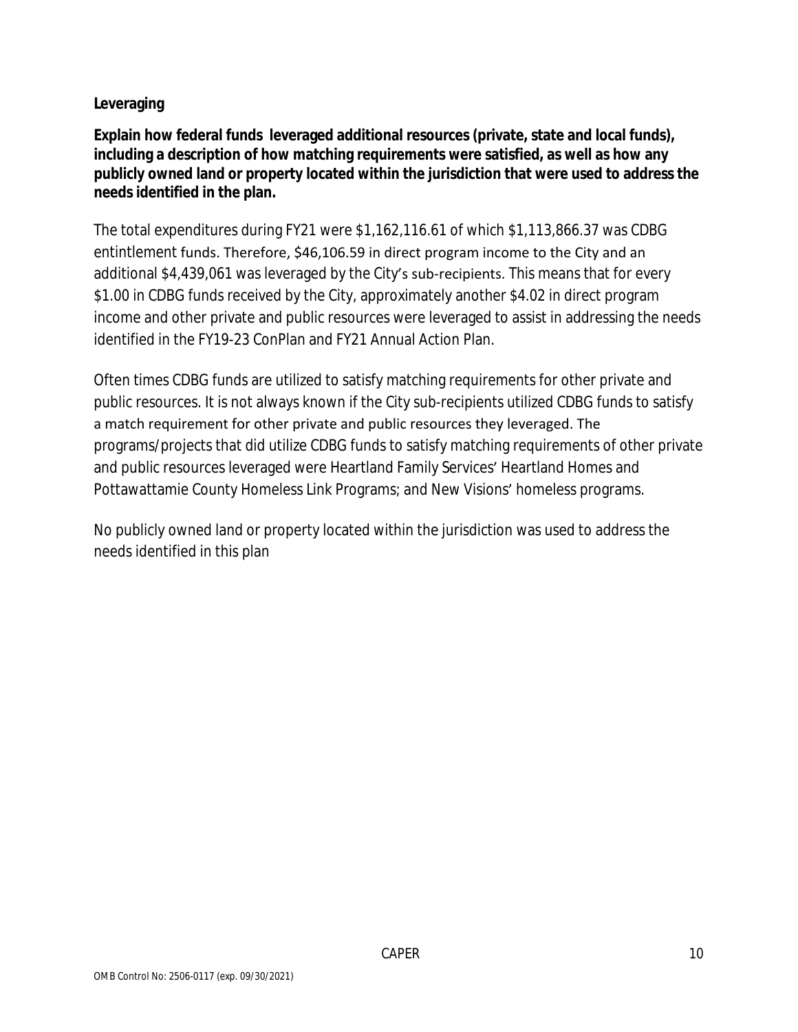**Leveraging**

**Explain how federal funds leveraged additional resources (private, state and local funds), including a description of how matching requirements were satisfied, as well as how any publicly owned land or property located within the jurisdiction that were used to address the needs identified in the plan.**

The total expenditures during FY21 were $1,162,116.61 of which $1,113,866.37 was CDBG entintlement funds. Therefore, $46,106.59 in direct program income to the City and an additional $4,439,061 was leveraged by the City's sub-recipients. This means that for every $1.00 in CDBG funds received by the City, approximately another $4.02 in direct program income and other private and public resources were leveraged to assist in addressing the needs identified in the FY19-23 ConPlan and FY21 Annual Action Plan.

Often times CDBG funds are utilized to satisfy matching requirements for other private and public resources. It is not always known if the City sub-recipients utilized CDBG funds to satisfy a match requirement for other private and public resources they leveraged. The programs/projects that did utilize CDBG funds to satisfy matching requirements of other private and public resources leveraged were Heartland Family Services' Heartland Homes and Pottawattamie County Homeless Link Programs; and New Visions' homeless programs.

No publicly owned land or property located within the jurisdiction was used to address the needs identified in this plan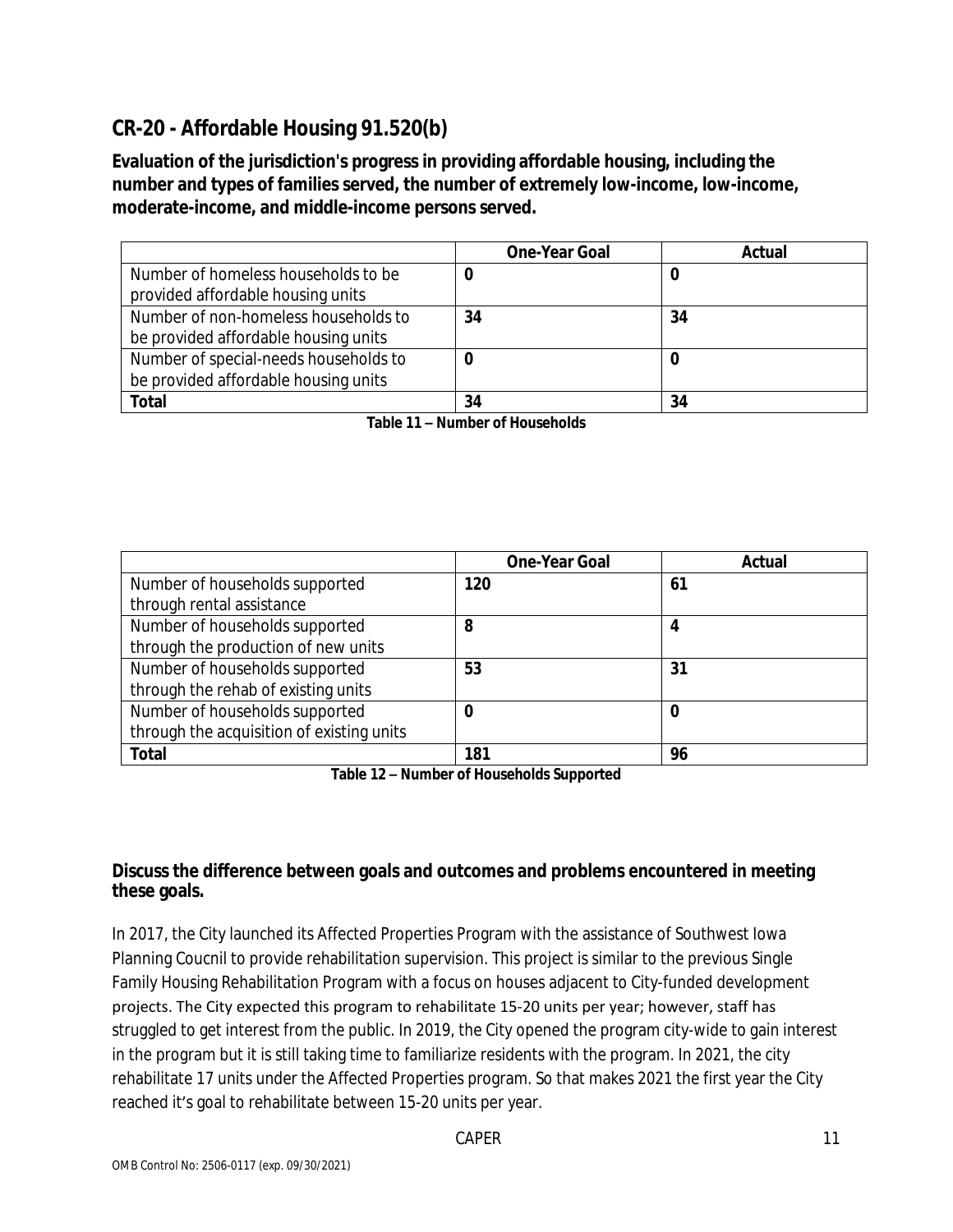## CR-20 - Affordable Housing 91.520(b)

**Evaluation of the jurisdiction's progress in providing affordable housing, including the number and types of families served, the number of extremely low-income, low-income, moderate-income, and middle-income persons served.**

| | One-Year Goal | Actual |
|---|---|---|
| Number of homeless households to be provided affordable housing units | 0 | 0 |
| Number of non-homeless households to be provided affordable housing units | 34 | 34 |
| Number of special-needs households to be provided affordable housing units | 0 | 0 |
| **Total** | 34 | 34 |

**Table 11 – Number of Households**

| | One-Year Goal | Actual |
|---|---|---|
| Number of households supported through rental assistance | 120 | 61 |
| Number of households supported through the production of new units | 8 | 4 |
| Number of households supported through the rehab of existing units | 53 | 31 |
| Number of households supported through the acquisition of existing units | 0 | 0 |
| **Total** | 181 | 96 |

**Table 12 – Number of Households Supported**

**Discuss the difference between goals and outcomes and problems encountered in meeting these goals.**

In 2017, the City launched its Affected Properties Program with the assistance of Southwest Iowa Planning Coucnil to provide rehabilitation supervision. This project is similar to the previous Single Family Housing Rehabilitation Program with a focus on houses adjacent to City-funded development projects. The City expected this program to rehabilitate 15-20 units per year; however, staff has struggled to get interest from the public. In 2019, the City opened the program city-wide to gain interest in the program but it is still taking time to familiarize residents with the program. In 2021, the city rehabilitate 17 units under the Affected Properties program. So that makes 2021 the first year the City reached it's goal to rehabilitate between 15-20 units per year.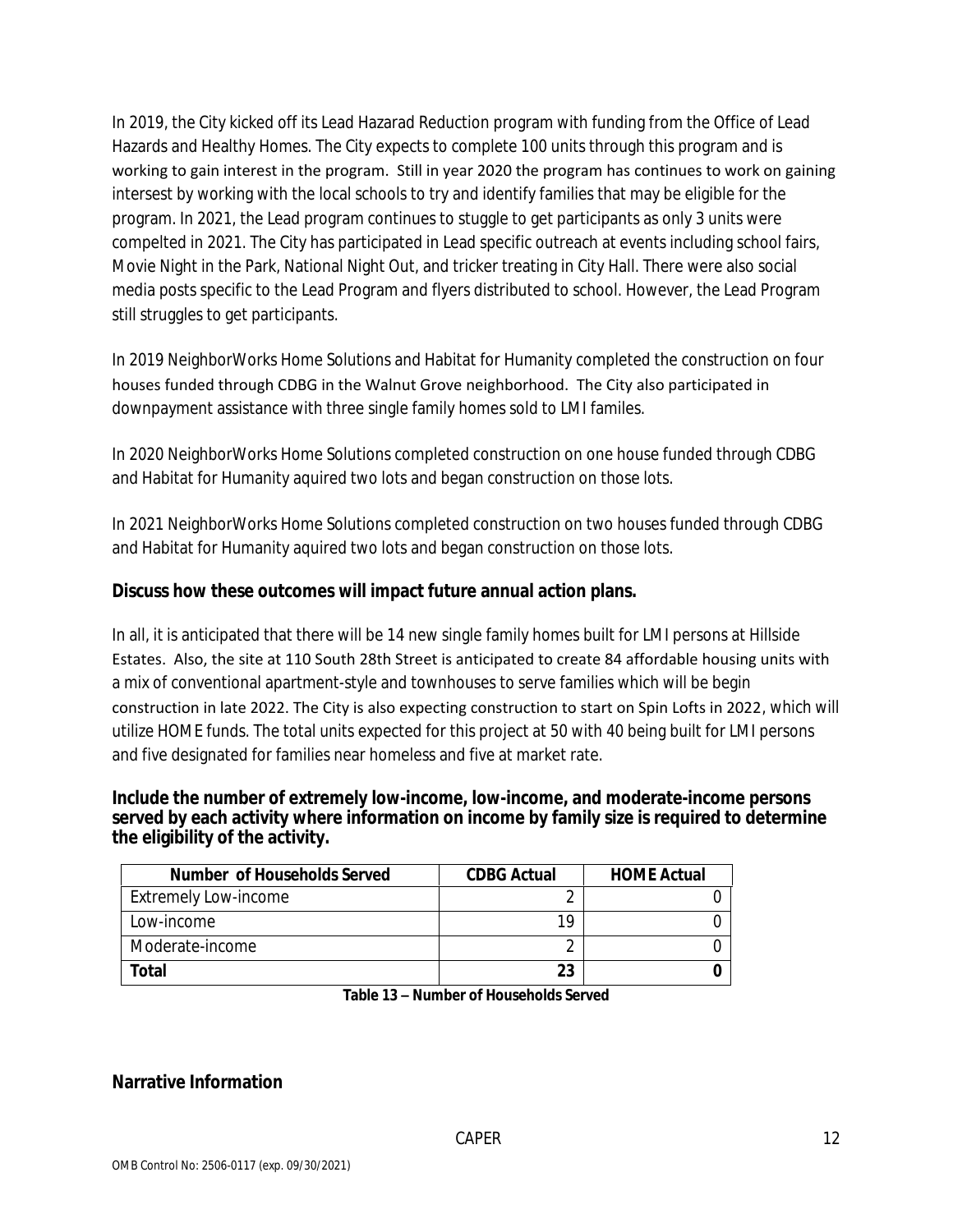In 2019, the City kicked off its Lead Hazarad Reduction program with funding from the Office of Lead Hazards and Healthy Homes. The City expects to complete 100 units through this program and is working to gain interest in the program. Still in year 2020 the program has continues to work on gaining intersest by working with the local schools to try and identify families that may be eligible for the program. In 2021, the Lead program continues to stuggle to get participants as only 3 units were compelted in 2021. The City has participated in Lead specific outreach at events including school fairs, Movie Night in the Park, National Night Out, and tricker treating in City Hall. There were also social media posts specific to the Lead Program and flyers distributed to school. However, the Lead Program still struggles to get participants.

In 2019 NeighborWorks Home Solutions and Habitat for Humanity completed the construction on four houses funded through CDBG in the Walnut Grove neighborhood. The City also participated in downpayment assistance with three single family homes sold to LMI familes.

In 2020 NeighborWorks Home Solutions completed construction on one house funded through CDBG and Habitat for Humanity aquired two lots and began construction on those lots.

In 2021 NeighborWorks Home Solutions completed construction on two houses funded through CDBG and Habitat for Humanity aquired two lots and began construction on those lots.

**Discuss how these outcomes will impact future annual action plans.**

In all, it is anticipated that there will be 14 new single family homes built for LMI persons at Hillside Estates. Also, the site at 110 South 28th Street is anticipated to create 84 affordable housing units with a mix of conventional apartment-style and townhouses to serve families which will be begin construction in late 2022. The City is also expecting construction to start on Spin Lofts in 2022, which will utilize HOME funds. The total units expected for this project at 50 with 40 being built for LMI persons and five designated for families near homeless and five at market rate.

**Include the number of extremely low-income, low-income, and moderate-income persons served by each activity where information on income by family size is required to determine the eligibility of the activity.**

| Number of Households Served | CDBG Actual | HOME Actual |
|---|---|---|
| Extremely Low-income | 2 | 0 |
| Low-income | 19 | 0 |
| Moderate-income | 2 | 0 |
| **Total** | **23** | **0** |

**Table 13 – Number of Households Served**

**Narrative Information**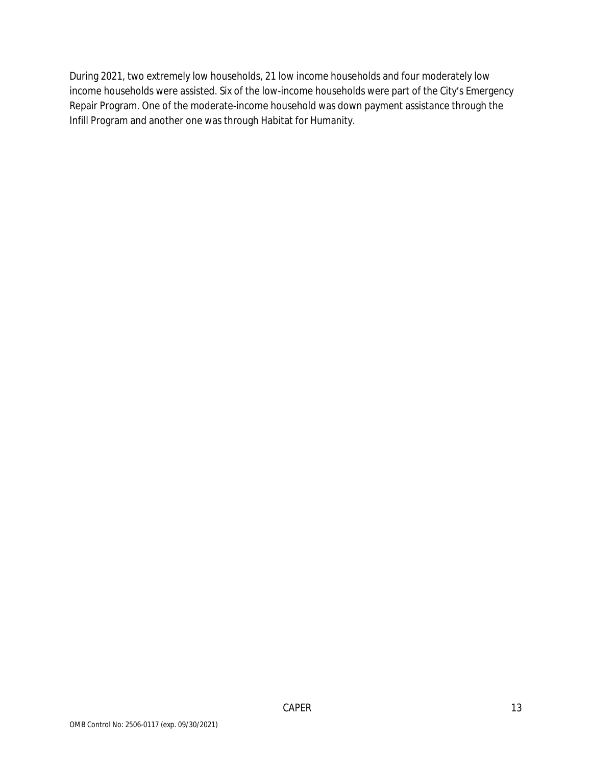During 2021, two extremely low households, 21 low income households and four moderately low income households were assisted. Six of the low-income households were part of the City's Emergency Repair Program. One of the moderate-income household was down payment assistance through the Infill Program and another one was through Habitat for Humanity.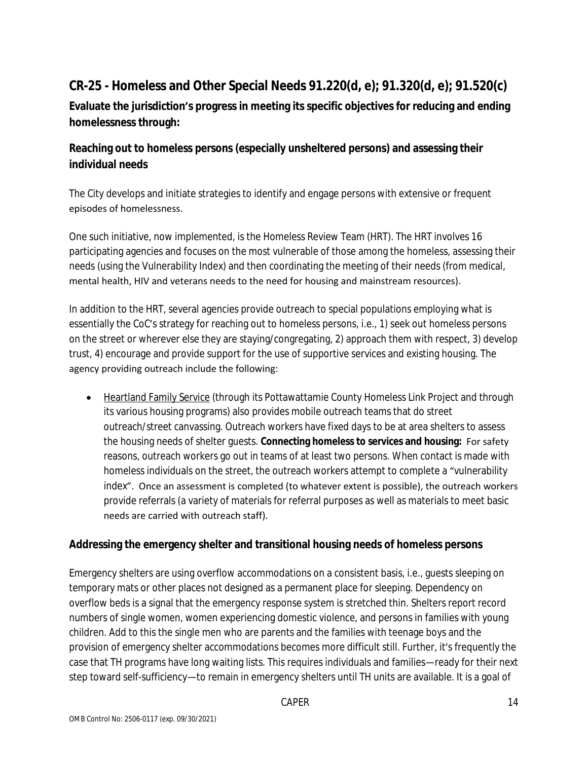## CR-25 - Homeless and Other Special Needs 91.220(d, e); 91.320(d, e); 91.520(c)

**Evaluate the jurisdiction's progress in meeting its specific objectives for reducing and ending homelessness through:**

### Reaching out to homeless persons (especially unsheltered persons) and assessing their individual needs

The City develops and initiate strategies to identify and engage persons with extensive or frequent episodes of homelessness.

One such initiative, now implemented, is the Homeless Review Team (HRT). The HRT involves 16 participating agencies and focuses on the most vulnerable of those among the homeless, assessing their needs (using the Vulnerability Index) and then coordinating the meeting of their needs (from medical, mental health, HIV and veterans needs to the need for housing and mainstream resources).

In addition to the HRT, several agencies provide outreach to special populations employing what is essentially the CoC's strategy for reaching out to homeless persons, i.e., 1) seek out homeless persons on the street or wherever else they are staying/congregating, 2) approach them with respect, 3) develop trust, 4) encourage and provide support for the use of supportive services and existing housing. The agency providing outreach include the following:

- Heartland Family Service (through its Pottawattamie County Homeless Link Project and through its various housing programs) also provides mobile outreach teams that do street outreach/street canvassing. Outreach workers have fixed days to be at area shelters to assess the housing needs of shelter guests. **Connecting homeless to services and housing:** For safety reasons, outreach workers go out in teams of at least two persons. When contact is made with homeless individuals on the street, the outreach workers attempt to complete a "vulnerability index". Once an assessment is completed (to whatever extent is possible), the outreach workers provide referrals (a variety of materials for referral purposes as well as materials to meet basic needs are carried with outreach staff).

### Addressing the emergency shelter and transitional housing needs of homeless persons

Emergency shelters are using overflow accommodations on a consistent basis, i.e., guests sleeping on temporary mats or other places not designed as a permanent place for sleeping. Dependency on overflow beds is a signal that the emergency response system is stretched thin. Shelters report record numbers of single women, women experiencing domestic violence, and persons in families with young children. Add to this the single men who are parents and the families with teenage boys and the provision of emergency shelter accommodations becomes more difficult still. Further, it's frequently the case that TH programs have long waiting lists. This requires individuals and families—ready for their next step toward self-sufficiency—to remain in emergency shelters until TH units are available. It is a goal of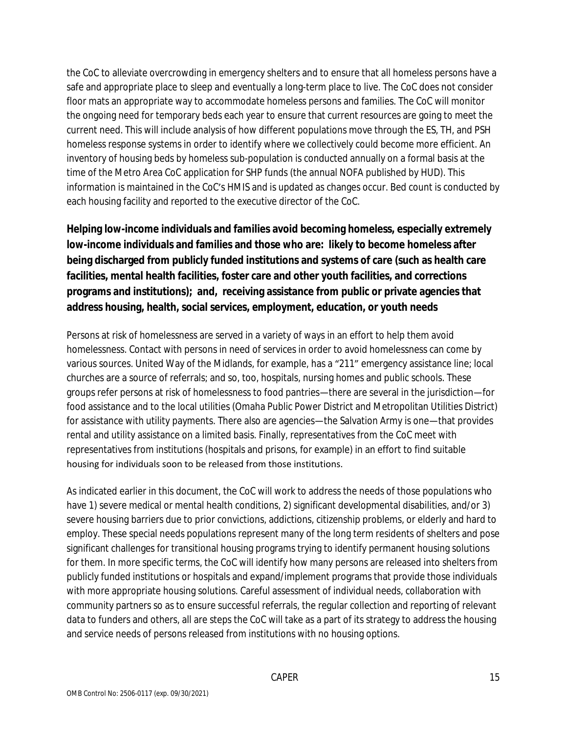the CoC to alleviate overcrowding in emergency shelters and to ensure that all homeless persons have a safe and appropriate place to sleep and eventually a long-term place to live. The CoC does not consider floor mats an appropriate way to accommodate homeless persons and families. The CoC will monitor the ongoing need for temporary beds each year to ensure that current resources are going to meet the current need. This will include analysis of how different populations move through the ES, TH, and PSH homeless response systems in order to identify where we collectively could become more efficient. An inventory of housing beds by homeless sub-population is conducted annually on a formal basis at the time of the Metro Area CoC application for SHP funds (the annual NOFA published by HUD). This information is maintained in the CoC's HMIS and is updated as changes occur. Bed count is conducted by each housing facility and reported to the executive director of the CoC.

**Helping low-income individuals and families avoid becoming homeless, especially extremely low-income individuals and families and those who are: likely to become homeless after being discharged from publicly funded institutions and systems of care (such as health care facilities, mental health facilities, foster care and other youth facilities, and corrections programs and institutions); and, receiving assistance from public or private agencies that address housing, health, social services, employment, education, or youth needs**

Persons at risk of homelessness are served in a variety of ways in an effort to help them avoid homelessness. Contact with persons in need of services in order to avoid homelessness can come by various sources. United Way of the Midlands, for example, has a "211" emergency assistance line; local churches are a source of referrals; and so, too, hospitals, nursing homes and public schools. These groups refer persons at risk of homelessness to food pantries—there are several in the jurisdiction—for food assistance and to the local utilities (Omaha Public Power District and Metropolitan Utilities District) for assistance with utility payments. There also are agencies—the Salvation Army is one—that provides rental and utility assistance on a limited basis. Finally, representatives from the CoC meet with representatives from institutions (hospitals and prisons, for example) in an effort to find suitable housing for individuals soon to be released from those institutions.

As indicated earlier in this document, the CoC will work to address the needs of those populations who have 1) severe medical or mental health conditions, 2) significant developmental disabilities, and/or 3) severe housing barriers due to prior convictions, addictions, citizenship problems, or elderly and hard to employ. These special needs populations represent many of the long term residents of shelters and pose significant challenges for transitional housing programs trying to identify permanent housing solutions for them. In more specific terms, the CoC will identify how many persons are released into shelters from publicly funded institutions or hospitals and expand/implement programs that provide those individuals with more appropriate housing solutions. Careful assessment of individual needs, collaboration with community partners so as to ensure successful referrals, the regular collection and reporting of relevant data to funders and others, all are steps the CoC will take as a part of its strategy to address the housing and service needs of persons released from institutions with no housing options.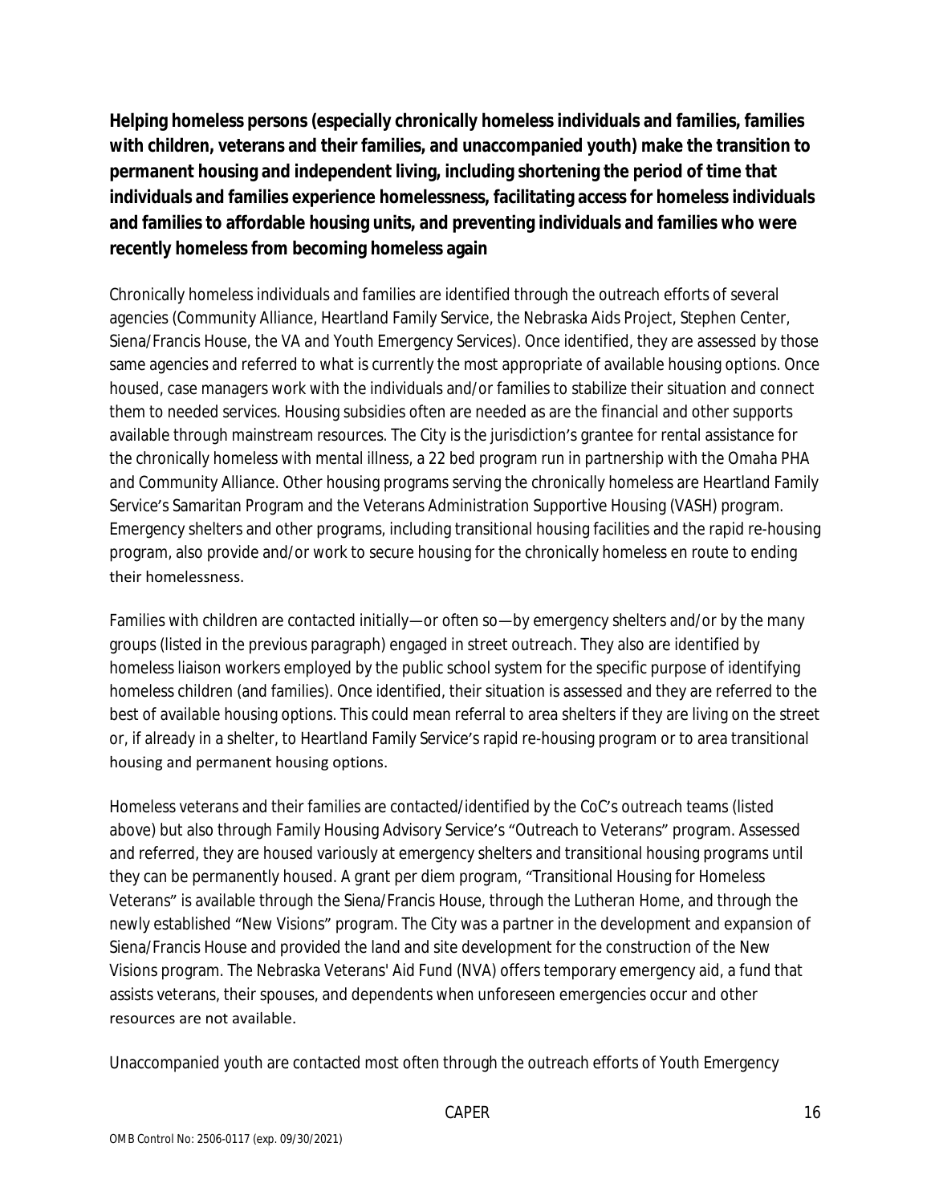**Helping homeless persons (especially chronically homeless individuals and families, families with children, veterans and their families, and unaccompanied youth) make the transition to permanent housing and independent living, including shortening the period of time that individuals and families experience homelessness, facilitating access for homeless individuals and families to affordable housing units, and preventing individuals and families who were recently homeless from becoming homeless again**

Chronically homeless individuals and families are identified through the outreach efforts of several agencies (Community Alliance, Heartland Family Service, the Nebraska Aids Project, Stephen Center, Siena/Francis House, the VA and Youth Emergency Services). Once identified, they are assessed by those same agencies and referred to what is currently the most appropriate of available housing options. Once housed, case managers work with the individuals and/or families to stabilize their situation and connect them to needed services. Housing subsidies often are needed as are the financial and other supports available through mainstream resources. The City is the jurisdiction's grantee for rental assistance for the chronically homeless with mental illness, a 22 bed program run in partnership with the Omaha PHA and Community Alliance. Other housing programs serving the chronically homeless are Heartland Family Service's Samaritan Program and the Veterans Administration Supportive Housing (VASH) program. Emergency shelters and other programs, including transitional housing facilities and the rapid re-housing program, also provide and/or work to secure housing for the chronically homeless en route to ending their homelessness.

Families with children are contacted initially—or often so—by emergency shelters and/or by the many groups (listed in the previous paragraph) engaged in street outreach. They also are identified by homeless liaison workers employed by the public school system for the specific purpose of identifying homeless children (and families). Once identified, their situation is assessed and they are referred to the best of available housing options. This could mean referral to area shelters if they are living on the street or, if already in a shelter, to Heartland Family Service's rapid re-housing program or to area transitional housing and permanent housing options.

Homeless veterans and their families are contacted/identified by the CoC's outreach teams (listed above) but also through Family Housing Advisory Service's "Outreach to Veterans" program. Assessed and referred, they are housed variously at emergency shelters and transitional housing programs until they can be permanently housed. A grant per diem program, "Transitional Housing for Homeless Veterans" is available through the Siena/Francis House, through the Lutheran Home, and through the newly established "New Visions" program. The City was a partner in the development and expansion of Siena/Francis House and provided the land and site development for the construction of the New Visions program. The Nebraska Veterans' Aid Fund (NVA) offers temporary emergency aid, a fund that assists veterans, their spouses, and dependents when unforeseen emergencies occur and other resources are not available.

Unaccompanied youth are contacted most often through the outreach efforts of Youth Emergency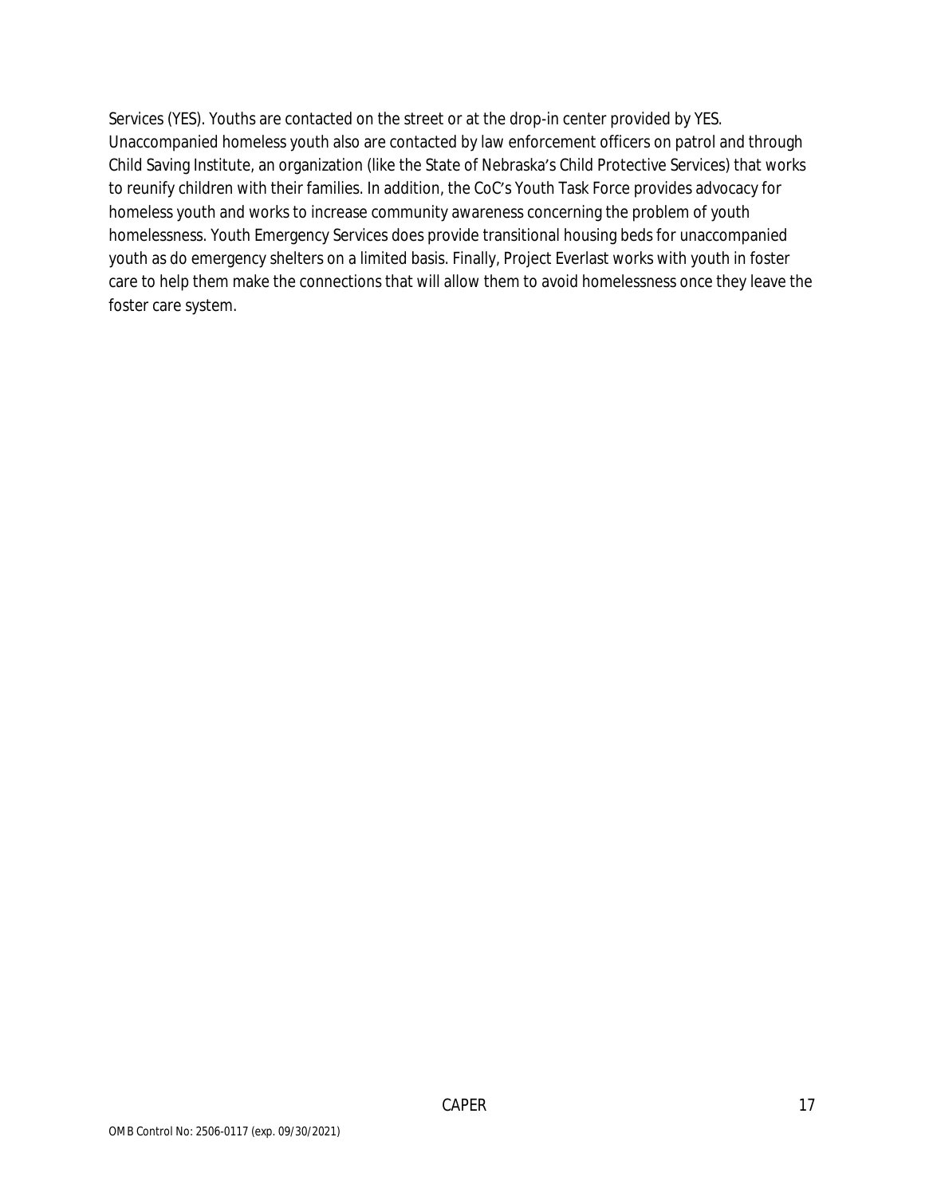Services (YES). Youths are contacted on the street or at the drop-in center provided by YES. Unaccompanied homeless youth also are contacted by law enforcement officers on patrol and through Child Saving Institute, an organization (like the State of Nebraska's Child Protective Services) that works to reunify children with their families. In addition, the CoC's Youth Task Force provides advocacy for homeless youth and works to increase community awareness concerning the problem of youth homelessness. Youth Emergency Services does provide transitional housing beds for unaccompanied youth as do emergency shelters on a limited basis. Finally, Project Everlast works with youth in foster care to help them make the connections that will allow them to avoid homelessness once they leave the foster care system.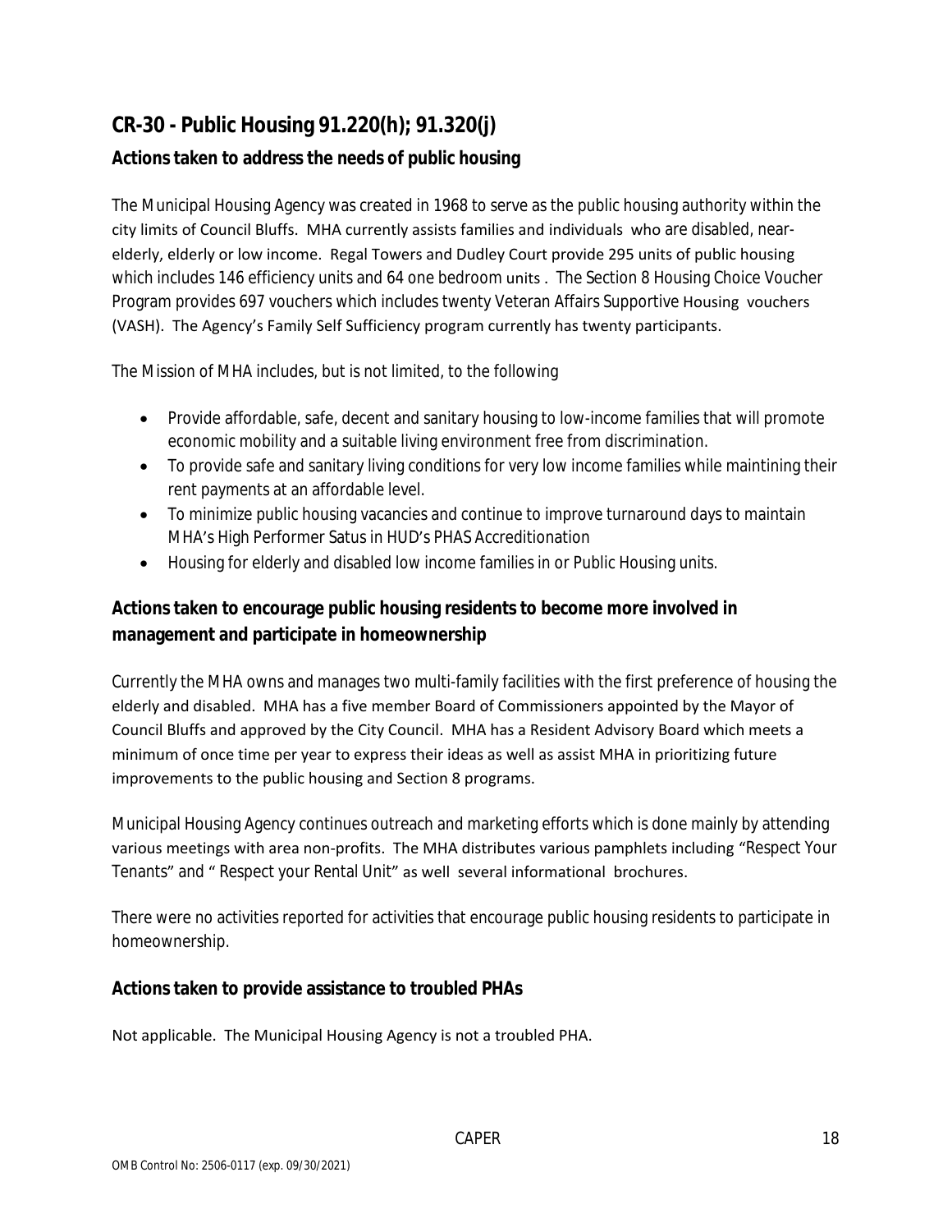## CR-30 - Public Housing 91.220(h); 91.320(j)

### Actions taken to address the needs of public housing

The Municipal Housing Agency was created in 1968 to serve as the public housing authority within the city limits of Council Bluffs. MHA currently assists families and individuals who are disabled, near-elderly, elderly or low income. Regal Towers and Dudley Court provide 295 units of public housing which includes 146 efficiency units and 64 one bedroom units . The Section 8 Housing Choice Voucher Program provides 697 vouchers which includes twenty Veteran Affairs Supportive Housing vouchers (VASH). The Agency's Family Self Sufficiency program currently has twenty participants.

The Mission of MHA includes, but is not limited, to the following

- Provide affordable, safe, decent and sanitary housing to low-income families that will promote economic mobility and a suitable living environment free from discrimination.
- To provide safe and sanitary living conditions for very low income families while maintining their rent payments at an affordable level.
- To minimize public housing vacancies and continue to improve turnaround days to maintain MHA's High Performer Satus in HUD's PHAS Accreditionation
- Housing for elderly and disabled low income families in or Public Housing units.

### Actions taken to encourage public housing residents to become more involved in management and participate in homeownership

Currently the MHA owns and manages two multi-family facilities with the first preference of housing the elderly and disabled. MHA has a five member Board of Commissioners appointed by the Mayor of Council Bluffs and approved by the City Council. MHA has a Resident Advisory Board which meets a minimum of once time per year to express their ideas as well as assist MHA in prioritizing future improvements to the public housing and Section 8 programs.

Municipal Housing Agency continues outreach and marketing efforts which is done mainly by attending various meetings with area non-profits. The MHA distributes various pamphlets including "Respect Your Tenants" and " Respect your Rental Unit" as well several informational brochures.

There were no activities reported for activities that encourage public housing residents to participate in homeownership.

### Actions taken to provide assistance to troubled PHAs

Not applicable. The Municipal Housing Agency is not a troubled PHA.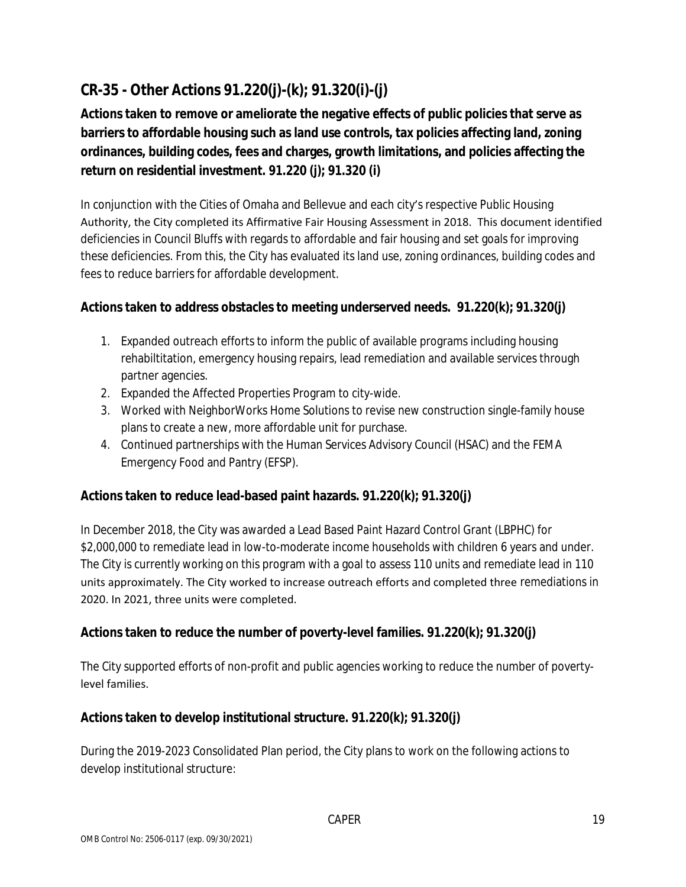## CR-35 - Other Actions 91.220(j)-(k); 91.320(i)-(j)

**Actions taken to remove or ameliorate the negative effects of public policies that serve as barriers to affordable housing such as land use controls, tax policies affecting land, zoning ordinances, building codes, fees and charges, growth limitations, and policies affecting the return on residential investment. 91.220 (j); 91.320 (i)**

In conjunction with the Cities of Omaha and Bellevue and each city's respective Public Housing Authority, the City completed its Affirmative Fair Housing Assessment in 2018. This document identified deficiencies in Council Bluffs with regards to affordable and fair housing and set goals for improving these deficiencies. From this, the City has evaluated its land use, zoning ordinances, building codes and fees to reduce barriers for affordable development.

**Actions taken to address obstacles to meeting underserved needs. 91.220(k); 91.320(j)**

1. Expanded outreach efforts to inform the public of available programs including housing rehabiltitation, emergency housing repairs, lead remediation and available services through partner agencies.
2. Expanded the Affected Properties Program to city-wide.
3. Worked with NeighborWorks Home Solutions to revise new construction single-family house plans to create a new, more affordable unit for purchase.
4. Continued partnerships with the Human Services Advisory Council (HSAC) and the FEMA Emergency Food and Pantry (EFSP).

**Actions taken to reduce lead-based paint hazards. 91.220(k); 91.320(j)**

In December 2018, the City was awarded a Lead Based Paint Hazard Control Grant (LBPHC) for $2,000,000 to remediate lead in low-to-moderate income households with children 6 years and under. The City is currently working on this program with a goal to assess 110 units and remediate lead in 110 units approximately. The City worked to increase outreach efforts and completed three remediations in 2020. In 2021, three units were completed.

**Actions taken to reduce the number of poverty-level families. 91.220(k); 91.320(j)**

The City supported efforts of non-profit and public agencies working to reduce the number of poverty-level families.

**Actions taken to develop institutional structure. 91.220(k); 91.320(j)**

During the 2019-2023 Consolidated Plan period, the City plans to work on the following actions to develop institutional structure: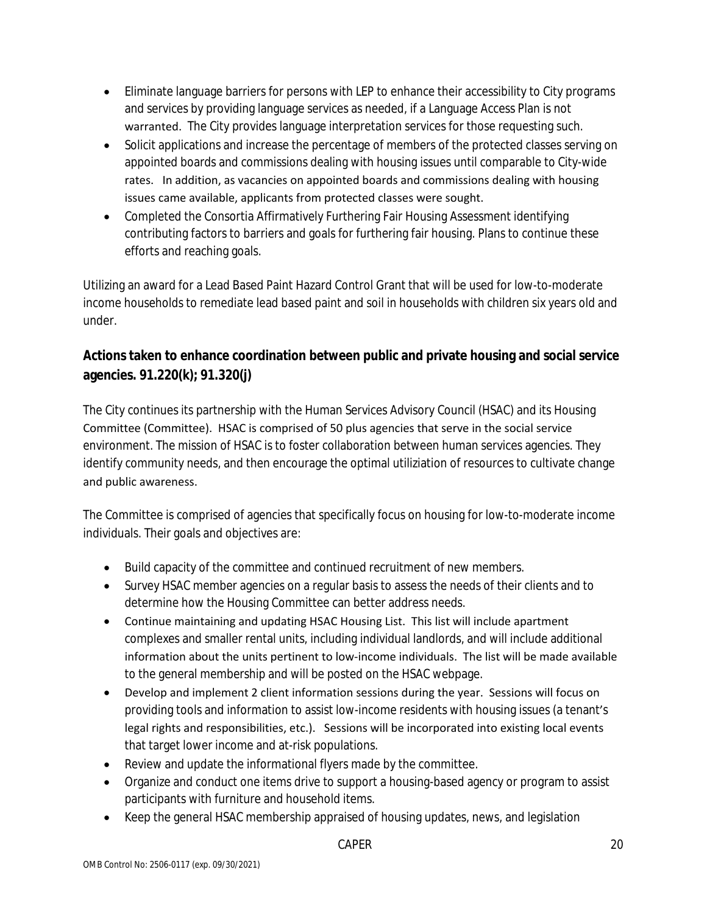- Eliminate language barriers for persons with LEP to enhance their accessibility to City programs and services by providing language services as needed, if a Language Access Plan is not warranted. The City provides language interpretation services for those requesting such.
- Solicit applications and increase the percentage of members of the protected classes serving on appointed boards and commissions dealing with housing issues until comparable to City-wide rates. In addition, as vacancies on appointed boards and commissions dealing with housing issues came available, applicants from protected classes were sought.
- Completed the Consortia Affirmatively Furthering Fair Housing Assessment identifying contributing factors to barriers and goals for furthering fair housing. Plans to continue these efforts and reaching goals.

Utilizing an award for a Lead Based Paint Hazard Control Grant that will be used for low-to-moderate income households to remediate lead based paint and soil in households with children six years old and under.

## Actions taken to enhance coordination between public and private housing and social service agencies. 91.220(k); 91.320(j)

The City continues its partnership with the Human Services Advisory Council (HSAC) and its Housing Committee (Committee). HSAC is comprised of 50 plus agencies that serve in the social service environment. The mission of HSAC is to foster collaboration between human services agencies. They identify community needs, and then encourage the optimal utiliziation of resources to cultivate change and public awareness.

The Committee is comprised of agencies that specifically focus on housing for low-to-moderate income individuals. Their goals and objectives are:

- Build capacity of the committee and continued recruitment of new members.
- Survey HSAC member agencies on a regular basis to assess the needs of their clients and to determine how the Housing Committee can better address needs.
- Continue maintaining and updating HSAC Housing List. This list will include apartment complexes and smaller rental units, including individual landlords, and will include additional information about the units pertinent to low-income individuals. The list will be made available to the general membership and will be posted on the HSAC webpage.
- Develop and implement 2 client information sessions during the year. Sessions will focus on providing tools and information to assist low-income residents with housing issues (a tenant's legal rights and responsibilities, etc.). Sessions will be incorporated into existing local events that target lower income and at-risk populations.
- Review and update the informational flyers made by the committee.
- Organize and conduct one items drive to support a housing-based agency or program to assist participants with furniture and household items.
- Keep the general HSAC membership appraised of housing updates, news, and legislation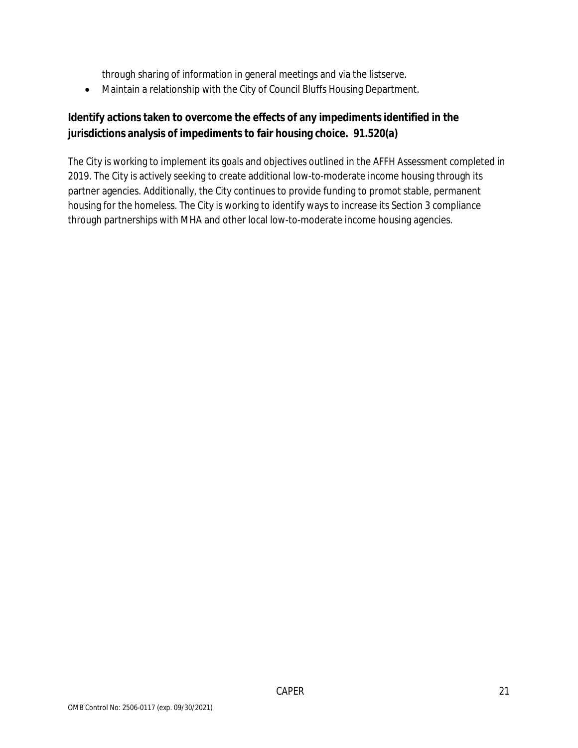through sharing of information in general meetings and via the listserve.

- Maintain a relationship with the City of Council Bluffs Housing Department.

**Identify actions taken to overcome the effects of any impediments identified in the jurisdictions analysis of impediments to fair housing choice. 91.520(a)**

The City is working to implement its goals and objectives outlined in the AFFH Assessment completed in 2019. The City is actively seeking to create additional low-to-moderate income housing through its partner agencies. Additionally, the City continues to provide funding to promot stable, permanent housing for the homeless. The City is working to identify ways to increase its Section 3 compliance through partnerships with MHA and other local low-to-moderate income housing agencies.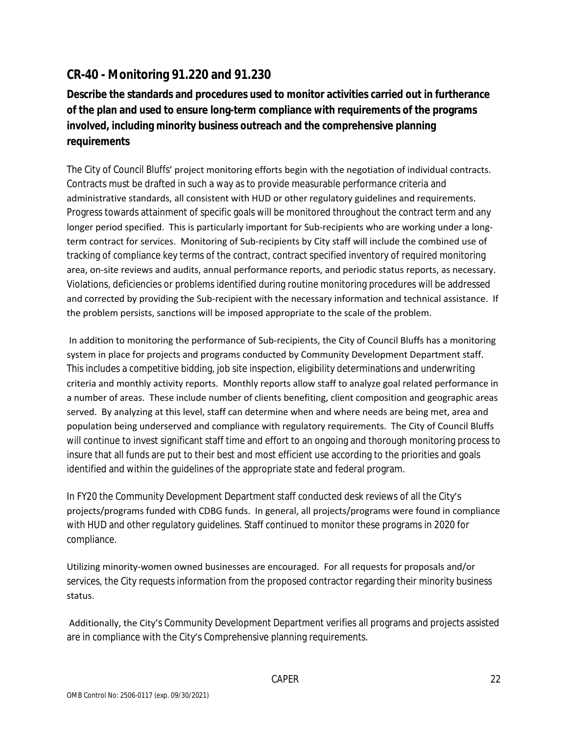## CR-40 - Monitoring 91.220 and 91.230

**Describe the standards and procedures used to monitor activities carried out in furtherance of the plan and used to ensure long-term compliance with requirements of the programs involved, including minority business outreach and the comprehensive planning requirements**

The City of Council Bluffs' project monitoring efforts begin with the negotiation of individual contracts. Contracts must be drafted in such a way as to provide measurable performance criteria and administrative standards, all consistent with HUD or other regulatory guidelines and requirements. Progress towards attainment of specific goals will be monitored throughout the contract term and any longer period specified. This is particularly important for Sub-recipients who are working under a long-term contract for services. Monitoring of Sub-recipients by City staff will include the combined use of tracking of compliance key terms of the contract, contract specified inventory of required monitoring area, on-site reviews and audits, annual performance reports, and periodic status reports, as necessary. Violations, deficiencies or problems identified during routine monitoring procedures will be addressed and corrected by providing the Sub-recipient with the necessary information and technical assistance. If the problem persists, sanctions will be imposed appropriate to the scale of the problem.

In addition to monitoring the performance of Sub-recipients, the City of Council Bluffs has a monitoring system in place for projects and programs conducted by Community Development Department staff. This includes a competitive bidding, job site inspection, eligibility determinations and underwriting criteria and monthly activity reports. Monthly reports allow staff to analyze goal related performance in a number of areas. These include number of clients benefiting, client composition and geographic areas served. By analyzing at this level, staff can determine when and where needs are being met, area and population being underserved and compliance with regulatory requirements. The City of Council Bluffs will continue to invest significant staff time and effort to an ongoing and thorough monitoring process to insure that all funds are put to their best and most efficient use according to the priorities and goals identified and within the guidelines of the appropriate state and federal program.

In FY20 the Community Development Department staff conducted desk reviews of all the City's projects/programs funded with CDBG funds. In general, all projects/programs were found in compliance with HUD and other regulatory guidelines. Staff continued to monitor these programs in 2020 for compliance.

Utilizing minority-women owned businesses are encouraged. For all requests for proposals and/or services, the City requests information from the proposed contractor regarding their minority business status.

Additionally, the City's Community Development Department verifies all programs and projects assisted are in compliance with the City's Comprehensive planning requirements.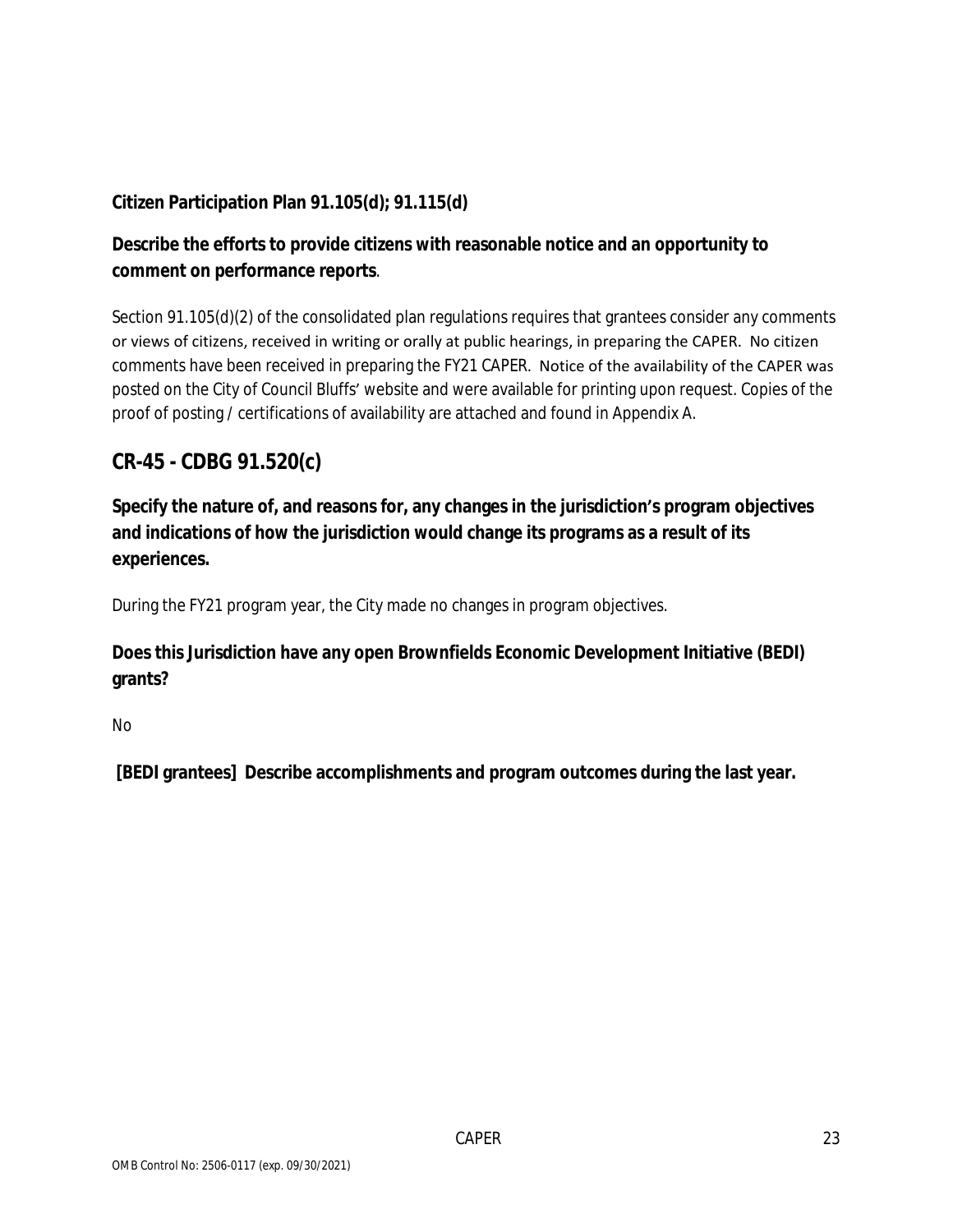**Citizen Participation Plan 91.105(d); 91.115(d)**

**Describe the efforts to provide citizens with reasonable notice and an opportunity to comment on performance reports**.

Section 91.105(d)(2) of the consolidated plan regulations requires that grantees consider any comments or views of citizens, received in writing or orally at public hearings, in preparing the CAPER. No citizen comments have been received in preparing the FY21 CAPER. Notice of the availability of the CAPER was posted on the City of Council Bluffs' website and were available for printing upon request. Copies of the proof of posting / certifications of availability are attached and found in Appendix A.

## CR-45 - CDBG 91.520(c)

**Specify the nature of, and reasons for, any changes in the jurisdiction's program objectives and indications of how the jurisdiction would change its programs as a result of its experiences.**

During the FY21 program year, the City made no changes in program objectives.

**Does this Jurisdiction have any open Brownfields Economic Development Initiative (BEDI) grants?**

No

**[BEDI grantees] Describe accomplishments and program outcomes during the last year.**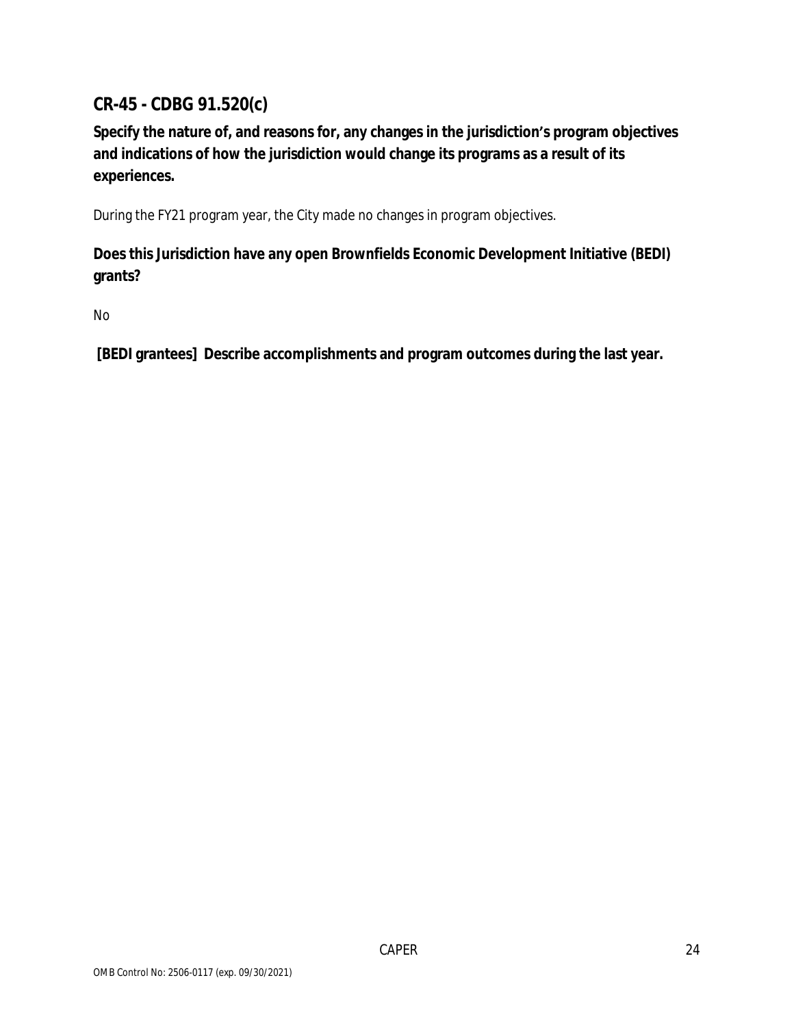## CR-45 - CDBG 91.520(c)

**Specify the nature of, and reasons for, any changes in the jurisdiction's program objectives and indications of how the jurisdiction would change its programs as a result of its experiences.**

During the FY21 program year, the City made no changes in program objectives.

**Does this Jurisdiction have any open Brownfields Economic Development Initiative (BEDI) grants?**

No

**[BEDI grantees] Describe accomplishments and program outcomes during the last year.**